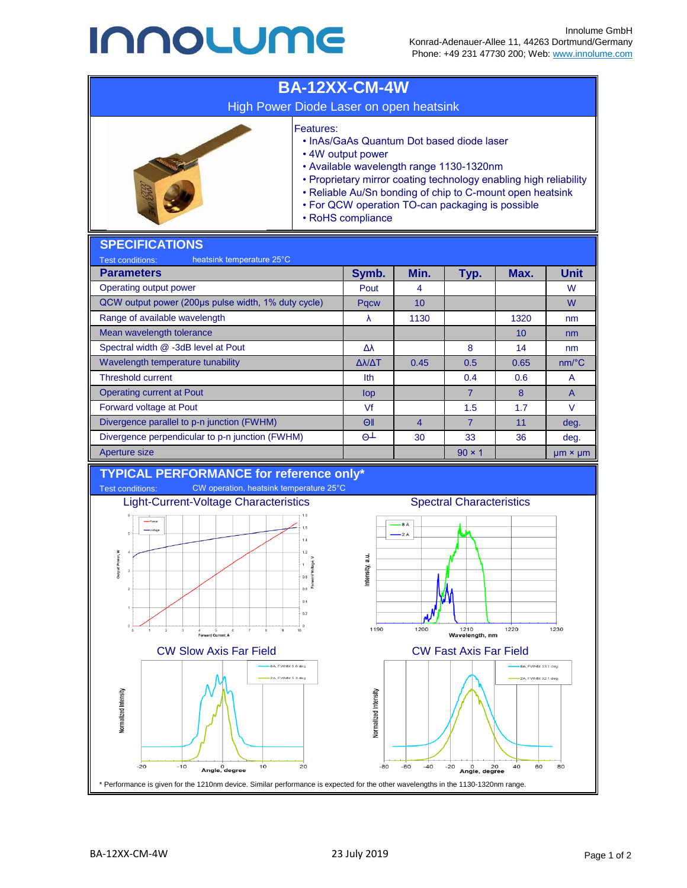Innolume GmbH
Konrad-Adenauer-Allee 11, 44263 Dortmund/Germany
Phone: +49 231 47730 200; Web: www.innolume.com

# BA-12XX-CM-4W

High Power Diode Laser on open heatsink

Features:

- InAs/GaAs Quantum Dot based diode laser
- 4W output power
- Available wavelength range 1130-1320nm
- Proprietary mirror coating technology enabling high reliability
- Reliable Au/Sn bonding of chip to C-mount open heatsink
- For QCW operation TO-can packaging is possible
- RoHS compliance

## SPECIFICATIONS

Test conditions: heatsink temperature 25°C

| Parameters | Symb. | Min. | Typ. | Max. | Unit |
|---|---|---|---|---|---|
| Operating output power | Pout | 4 | | | W |
| QCW output power (200µs pulse width, 1% duty cycle) | Pqcw | 10 | | | W |
| Range of available wavelength | λ | 1130 | | 1320 | nm |
| Mean wavelength tolerance | | | | 10 | nm |
| Spectral width @ -3dB level at Pout | Δλ | | 8 | 14 | nm |
| Wavelength temperature tunability | Δλ/ΔT | 0.45 | 0.5 | 0.65 | nm/°C |
| Threshold current | Ith | | 0.4 | 0.6 | A |
| Operating current at Pout | Iop | | 7 | 8 | A |
| Forward voltage at Pout | Vf | | 1.5 | 1.7 | V |
| Divergence parallel to p-n junction (FWHM) | Θ‖ | 4 | 7 | 11 | deg. |
| Divergence perpendicular to p-n junction (FWHM) | Θ⊥ | 30 | 33 | 36 | deg. |
| Aperture size | | | 90 × 1 | | µm × µm |

## TYPICAL PERFORMANCE for reference only*

Test conditions: CW operation, heatsink temperature 25°C

Light-Current-Voltage Characteristics

Spectral Characteristics

CW Slow Axis Far Field

CW Fast Axis Far Field

\* Performance is given for the 1210nm device. Similar performance is expected for the other wavelengths in the 1130-1320nm range.

BA-12XX-CM-4W 23 July 2019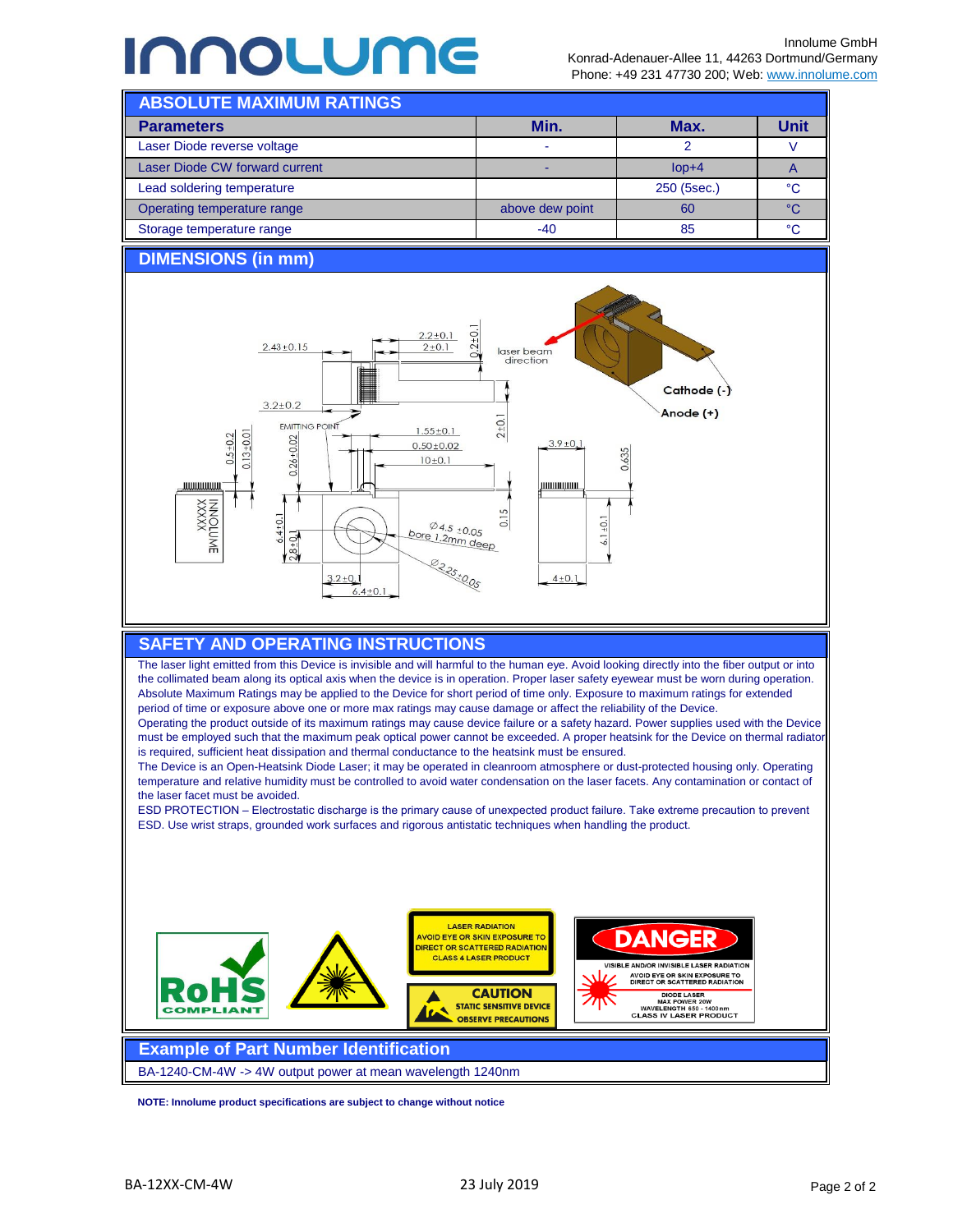## ABSOLUTE MAXIMUM RATINGS

| Parameters | Min. | Max. | Unit |
|---|---|---|---|
| Laser Diode reverse voltage | - | 2 | V |
| Laser Diode CW forward current | - | Iop+4 | A |
| Lead soldering temperature | | 250 (5sec.) | °C |
| Operating temperature range | above dew point | 60 | °C |
| Storage temperature range | -40 | 85 | °C |

## DIMENSIONS (in mm)

2.43±0.15
2.2±0.1
2±0.1
0.2±0.1
laser beam direction
Cathode (-)
Anode (+)
3.2±0.2
EMITTING POINT
1.55±0.1
0.50±0.02
10±0.1
2±0.1
3.9±0.1
0.635
0.5±0.2
0.13±0.01
0.26±0.02
INNOLUME
XXXXX
6.4±0.1
2.8±0.1
Ø4.5 ±0.05
bore 1.2mm deep
0.15
6.1±0.1
Ø2.25±0.05
3.2±0.1
6.4±0.1
4±0.1

## SAFETY AND OPERATING INSTRUCTIONS

The laser light emitted from this Device is invisible and will harmful to the human eye. Avoid looking directly into the fiber output or into the collimated beam along its optical axis when the device is in operation. Proper laser safety eyewear must be worn during operation. Absolute Maximum Ratings may be applied to the Device for short period of time only. Exposure to maximum ratings for extended period of time or exposure above one or more max ratings may cause damage or affect the reliability of the Device.

Operating the product outside of its maximum ratings may cause device failure or a safety hazard. Power supplies used with the Device must be employed such that the maximum peak optical power cannot be exceeded. A proper heatsink for the Device on thermal radiator is required, sufficient heat dissipation and thermal conductance to the heatsink must be ensured.

The Device is an Open-Heatsink Diode Laser; it may be operated in cleanroom atmosphere or dust-protected housing only. Operating temperature and relative humidity must be controlled to avoid water condensation on the laser facets. Any contamination or contact of the laser facet must be avoided.

ESD PROTECTION – Electrostatic discharge is the primary cause of unexpected product failure. Take extreme precaution to prevent ESD. Use wrist straps, grounded work surfaces and rigorous antistatic techniques when handling the product.

RoHS COMPLIANT

LASER RADIATION
AVOID EYE OR SKIN EXPOSURE TO DIRECT OR SCATTERED RADIATION
CLASS 4 LASER PRODUCT

CAUTION
STATIC SENSITIVE DEVICE
OBSERVE PRECAUTIONS

DANGER
VISIBLE AND/OR INVISIBLE LASER RADIATION
AVOID EYE OR SKIN EXPOSURE TO DIRECT OR SCATTERED RADIATION
DIODE LASER
MAX POWER 20W
WAVELENGTH 650 - 1400nm
CLASS IV LASER PRODUCT

## Example of Part Number Identification

BA-1240-CM-4W -> 4W output power at mean wavelength 1240nm

**NOTE: Innolume product specifications are subject to change without notice**